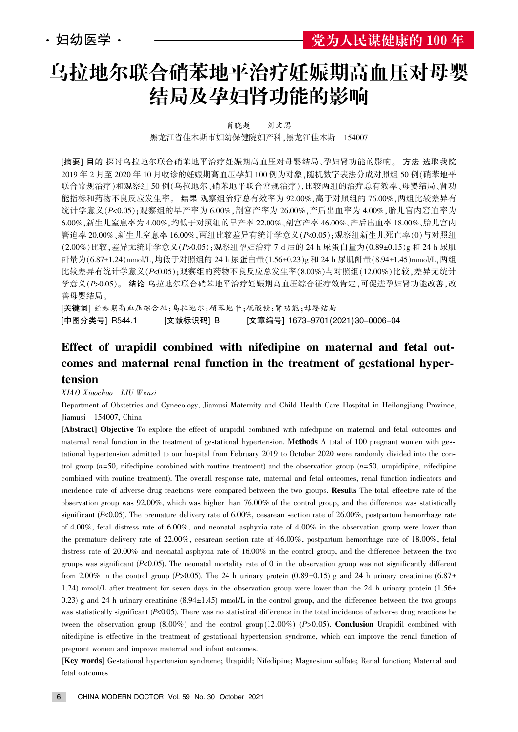# 乌拉地尔联合硝苯地平治疗妊娠期高血压对母婴结局及孕妇肾功能的影响

肖晓超　刘文思

黑龙江省佳木斯市妇幼保健院妇产科，黑龙江佳木斯　154007

**[摘要] 目的** 探讨乌拉地尔联合硝苯地平治疗妊娠期高血压对母婴结局、孕妇肾功能的影响。**方法** 选取我院2019年2月至2020年10月收诊的妊娠期高血压孕妇100例为对象，随机数字表法分成对照组50例（硝苯地平联合常规治疗）和观察组50例（乌拉地尔、硝苯地平联合常规治疗），比较两组的治疗总有效率、母婴结局、肾功能指标和药物不良反应发生率。**结果** 观察组治疗总有效率为92.00%，高于对照组的76.00%，两组比较差异有统计学意义（$P<0.05$）；观察组的早产率为6.00%，剖宫产率为26.00%，产后出血率为4.00%，胎儿宫内窘迫率为6.00%，新生儿窒息率为4.00%，均低于对照组的早产率22.00%、剖宫产率46.00%、产后出血率18.00%、胎儿宫内窘迫率20.00%、新生儿窒息率16.00%，两组比较差异有统计学意义（$P<0.05$）；观察组新生儿死亡率（0）与对照组（2.00%）比较，差异无统计学意义（$P>0.05$）；观察组孕妇治疗7 d后的24 h尿蛋白量为（0.89±0.15）g和24 h尿肌酐量为（6.87±1.24）mmol/L，均低于对照组的24 h尿蛋白量（1.56±0.23）g和24 h尿肌酐量（8.94±1.45）mmol/L，两组比较差异有统计学意义（$P<0.05$）；观察组的药物不良反应总发生率（8.00%）与对照组（12.00%）比较，差异无统计学意义（$P>0.05$）。**结论** 乌拉地尔联合硝苯地平治疗妊娠期高血压综合征疗效肯定，可促进孕妇肾功能改善，改善母婴结局。

**[关键词]** 妊娠期高血压综合征；乌拉地尔；硝苯地平；硫酸镁；肾功能；母婴结局

**[中图分类号]** R544.1　**[文献标识码]** B　**[文章编号]** 1673-9701（2021）30-0006-04

## Effect of urapidil combined with nifedipine on maternal and fetal outcomes and maternal renal function in the treatment of gestational hypertension

*XIAO Xiaochao　LIU Wensi*

Department of Obstetrics and Gynecology, Jiamusi Maternity and Child Health Care Hospital in Heilongjiang Province, Jiamusi　154007, China

**[Abstract] Objective** To explore the effect of urapidil combined with nifedipine on maternal and fetal outcomes and maternal renal function in the treatment of gestational hypertension. **Methods** A total of 100 pregnant women with gestational hypertension admitted to our hospital from February 2019 to October 2020 were randomly divided into the control group ($n$=50, nifedipine combined with routine treatment) and the observation group ($n$=50, urapidipine, nifedipine combined with routine treatment). The overall response rate, maternal and fetal outcomes, renal function indicators and incidence rate of adverse drug reactions were compared between the two groups. **Results** The total effective rate of the observation group was 92.00%, which was higher than 76.00% of the control group, and the difference was statistically significant ($P<0.05$). The premature delivery rate of 6.00%, cesarean section rate of 26.00%, postpartum hemorrhage rate of 4.00%, fetal distress rate of 6.00%, and neonatal asphyxia rate of 4.00% in the observation group were lower than the premature delivery rate of 22.00%, cesarean section rate of 46.00%, postpartum hemorrhage rate of 18.00%, fetal distress rate of 20.00% and neonatal asphyxia rate of 16.00% in the control group, and the difference between the two groups was significant ($P<0.05$). The neonatal mortality rate of 0 in the observation group was not significantly different from 2.00% in the control group ($P>0.05$). The 24 h urinary protein (0.89±0.15) g and 24 h urinary creatinine (6.87±1.24) mmol/L after treatment for seven days in the observation group were lower than the 24 h urinary protein (1.56±0.23) g and 24 h urinary creatinine (8.94±1.45) mmol/L in the control group, and the difference between the two groups was statistically significant ($P<0.05$). There was no statistical difference in the total incidence of adverse drug reactions between the observation group (8.00%) and the control group (12.00%) ($P>0.05$). **Conclusion** Urapidil combined with nifedipine is effective in the treatment of gestational hypertension syndrome, which can improve the renal function of pregnant women and improve maternal and infant outcomes.

**[Key words]** Gestational hypertension syndrome; Urapidil; Nifedipine; Magnesium sulfate; Renal function; Maternal and fetal outcomes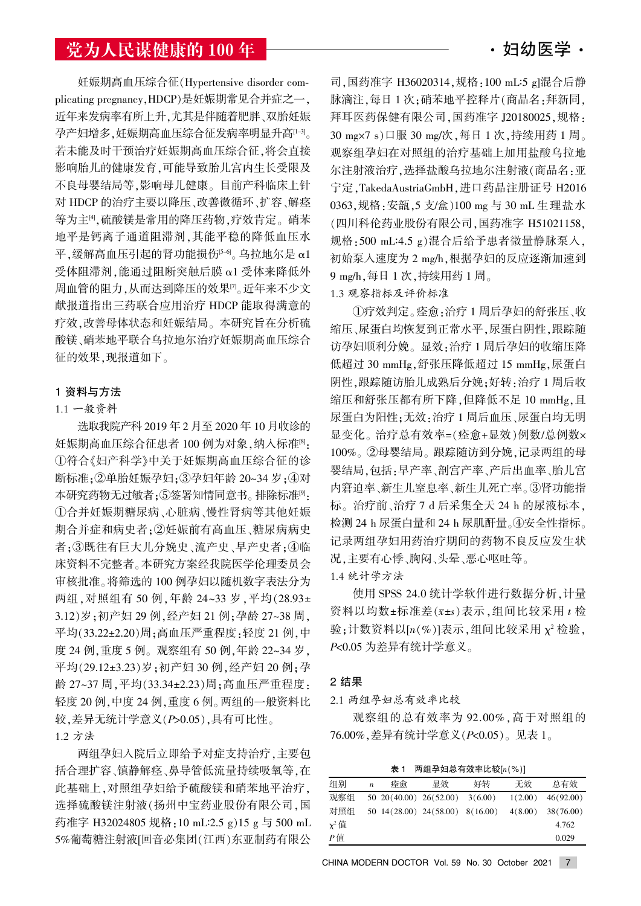妊娠期高血压综合征(Hypertensive disorder complicating pregnancy,HDCP)是妊娠期常见合并症之一,近年来发病率有所上升,尤其是伴随着肥胖、双胎妊娠孕产妇增多,妊娠期高血压综合征发病率明显升高[1-3]。若未能及时干预治疗妊娠期高血压综合征,将会直接影响胎儿的健康发育,可能导致胎儿宫内生长受限及不良母婴结局等,影响母儿健康。目前产科临床上针对 HDCP 的治疗主要以降压、改善微循环、扩容、解痉等为主[4],硫酸镁是常用的降压药物,疗效肯定。硝苯地平是钙离子通道阻滞剂,其能平稳的降低血压水平,缓解高血压引起的肾功能损伤[5-6]。乌拉地尔是 α1 受体阻滞剂,能通过阻断突触后膜 α1 受体来降低外周血管的阻力,从而达到降压的效果[7]。近年来不少文献报道指出三药联合应用治疗 HDCP 能取得满意的疗效,改善母体状态和妊娠结局。本研究旨在分析硫酸镁、硝苯地平联合乌拉地尔治疗妊娠期高血压综合征的效果,现报道如下。

## 1 资料与方法

### 1.1 一般资料

选取我院产科 2019 年 2 月至 2020 年 10 月收诊的妊娠期高血压综合征患者 100 例为对象,纳入标准[8]:①符合《妇产科学》中关于妊娠期高血压综合征的诊断标准;②单胎妊娠孕妇;③孕妇年龄 20~34 岁;④对本研究药物无过敏者;⑤签署知情同意书。排除标准[9]:①合并妊娠期糖尿病、心脏病、慢性肾病等其他妊娠期合并症和病史者;②妊娠前有高血压、糖尿病病史者;③既往有巨大儿分娩史、流产史、早产史者;④临床资料不完整者。本研究方案经我院医学伦理委员会审核批准。将筛选的 100 例孕妇以随机数字表法分为两组,对照组有 50 例,年龄 24~33 岁,平均(28.93±3.12)岁;初产妇 29 例,经产妇 21 例;孕龄 27~38 周,平均(33.22±2.20)周;高血压严重程度:轻度 21 例,中度 24 例,重度 5 例。观察组有 50 例,年龄 22~34 岁,平均(29.12±3.23)岁;初产妇 30 例,经产妇 20 例;孕龄 27~37 周,平均(33.34±2.23)周;高血压严重程度:轻度 20 例,中度 24 例,重度 6 例。两组的一般资料比较,差异无统计学意义($P$>0.05),具有可比性。

### 1.2 方法

两组孕妇入院后立即给予对症支持治疗,主要包括合理扩容、镇静解痉、鼻导管低流量持续吸氧等,在此基础上,对照组孕妇给予硫酸镁和硝苯地平治疗,选择硫酸镁注射液(扬州中宝药业股份有限公司,国药准字 H32024805 规格:10 mL∶2.5 g)15 g 与 500 mL 5%葡萄糖注射液[回音必集团(江西)东亚制药有限公司,国药准字 H36020314,规格:100 mL∶5 g]混合后静脉滴注,每日 1 次;硝苯地平控释片(商品名:拜新同,拜耳医药保健有限公司,国药准字 J20180025,规格:30 mg×7 s)口服 30 mg/次,每日 1 次,持续用药 1 周。观察组孕妇在对照组的治疗基础上加用盐酸乌拉地尔注射液治疗,选择盐酸乌拉地尔注射液(商品名:亚宁定,TakedaAustriaGmbH,进口药品注册证号 H20160363,规格:安瓿,5 支/盒)100 mg 与 30 mL 生理盐水(四川科伦药业股份有限公司,国药准字 H51021158,规格:500 mL∶4.5 g)混合后给予患者微量静脉泵入,初始泵入速度为 2 mg/h,根据孕妇的反应逐渐加速到 9 mg/h,每日 1 次,持续用药 1 周。

### 1.3 观察指标及评价标准

①疗效判定。痊愈:治疗 1 周后孕妇的舒张压、收缩压、尿蛋白均恢复到正常水平,尿蛋白阴性,跟踪随访孕妇顺利分娩。显效:治疗 1 周后孕妇的收缩压降低超过 30 mmHg,舒张压降低超过 15 mmHg,尿蛋白阴性,跟踪随访胎儿成熟后分娩;好转:治疗 1 周后收缩压和舒张压都有所下降,但降低不足 10 mmHg,且尿蛋白为阳性;无效:治疗 1 周后血压、尿蛋白均无明显变化。治疗总有效率=(痊愈+显效)例数/总例数×100%。②母婴结局。跟踪随访到分娩,记录两组的母婴结局,包括:早产率、剖宫产率、产后出血率、胎儿宫内窘迫率、新生儿窒息率、新生儿死亡率。③肾功能指标。治疗前、治疗 7 d 后采集全天 24 h 的尿液标本,检测 24 h 尿蛋白量和 24 h 尿肌酐量。④安全性指标。记录两组孕妇用药治疗期间的药物不良反应发生状况,主要有心悸、胸闷、头晕、恶心呕吐等。

### 1.4 统计学方法

使用 SPSS 24.0 统计学软件进行数据分析,计量资料以均数±标准差($\bar{x}\pm s$)表示,组间比较采用 $t$ 检验;计数资料以[$n$(%)]表示,组间比较采用 $\chi^2$ 检验,$P$<0.05 为差异有统计学意义。

## 2 结果

### 2.1 两组孕妇总有效率比较

观察组的总有效率为 92.00%,高于对照组的 76.00%,差异有统计学意义($P$<0.05)。见表 1。

表 1 两组孕妇总有效率比较[$n$(%)]

| 组别 | $n$ | 痊愈 | 显效 | 好转 | 无效 | 总有效 |
|---|---|---|---|---|---|---|
| 观察组 | 50 | 20(40.00) | 26(52.00) | 3(6.00) | 1(2.00) | 46(92.00) |
| 对照组 | 50 | 14(28.00) | 24(58.00) | 8(16.00) | 4(8.00) | 38(76.00) |
| $\chi^2$ 值 | | | | | | 4.762 |
| $P$ 值 | | | | | | 0.029 |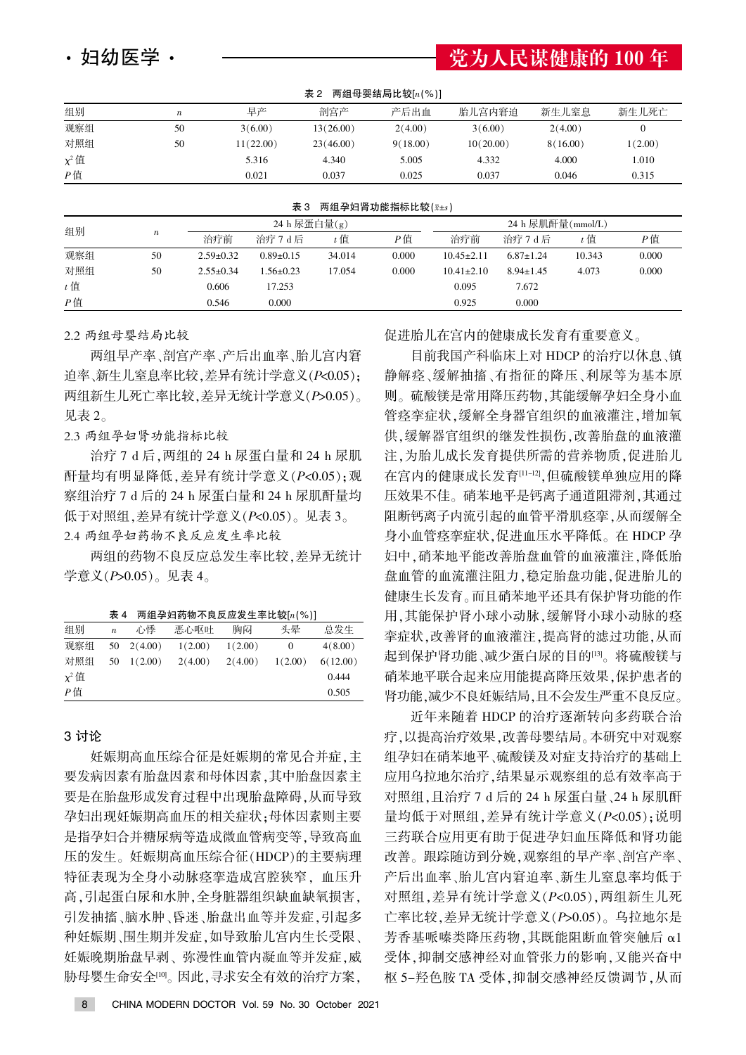表 2　两组母婴结局比较[n(%)]

| 组别 | n | 早产 | 剖宫产 | 产后出血 | 胎儿宫内窘迫 | 新生儿窒息 | 新生儿死亡 |
|---|---|---|---|---|---|---|---|
| 观察组 | 50 | 3(6.00) | 13(26.00) | 2(4.00) | 3(6.00) | 2(4.00) | 0 |
| 对照组 | 50 | 11(22.00) | 23(46.00) | 9(18.00) | 10(20.00) | 8(16.00) | 1(2.00) |
| $\chi^2$ 值 | | 5.316 | 4.340 | 5.005 | 4.332 | 4.000 | 1.010 |
| P 值 | | 0.021 | 0.037 | 0.025 | 0.037 | 0.046 | 0.315 |

表 3　两组孕妇肾功能指标比较($\bar{x}\pm s$)

| 组别 | n | 24 h 尿蛋白量(g) | | | | 24 h 尿肌酐量(mmol/L) | | | |
|---|---|---|---|---|---|---|---|---|---|
| | | 治疗前 | 治疗 7 d 后 | t 值 | P 值 | 治疗前 | 治疗 7 d 后 | t 值 | P 值 |
| 观察组 | 50 | 2.59±0.32 | 0.89±0.15 | 34.014 | 0.000 | 10.45±2.11 | 6.87±1.24 | 10.343 | 0.000 |
| 对照组 | 50 | 2.55±0.34 | 1.56±0.23 | 17.054 | 0.000 | 10.41±2.10 | 8.94±1.45 | 4.073 | 0.000 |
| t 值 | | 0.606 | 17.253 | | | 0.095 | 7.672 | | |
| P 值 | | 0.546 | 0.000 | | | 0.925 | 0.000 | | |

### 2.2 两组母婴结局比较

两组早产率、剖宫产率、产后出血率、胎儿宫内窘迫率、新生儿窒息率比较,差异有统计学意义($P<0.05$);两组新生儿死亡率比较,差异无统计学意义($P>0.05$)。见表 2。

### 2.3 两组孕妇肾功能指标比较

治疗 7 d 后,两组的 24 h 尿蛋白量和 24 h 尿肌酐量均有明显降低,差异有统计学意义($P<0.05$);观察组治疗 7 d 后的 24 h 尿蛋白量和 24 h 尿肌酐量均低于对照组,差异有统计学意义($P<0.05$)。见表 3。

### 2.4 两组孕妇药物不良反应发生率比较

两组的药物不良反应总发生率比较,差异无统计学意义($P>0.05$)。见表 4。

表 4　两组孕妇药物不良反应发生率比较[n(%)]

| 组别 | n | 心悸 | 恶心呕吐 | 胸闷 | 头晕 | 总发生 |
|---|---|---|---|---|---|---|
| 观察组 | 50 | 2(4.00) | 1(2.00) | 1(2.00) | 0 | 4(8.00) |
| 对照组 | 50 | 1(2.00) | 2(4.00) | 2(4.00) | 1(2.00) | 6(12.00) |
| $\chi^2$ 值 | | | | | | 0.444 |
| P 值 | | | | | | 0.505 |

## 3 讨论

妊娠期高血压综合征是妊娠期的常见合并症,主要发病因素有胎盘因素和母体因素,其中胎盘因素主要是在胎盘形成发育过程中出现胎盘障碍,从而导致孕妇出现妊娠期高血压的相关症状;母体因素则主要是指孕妇合并糖尿病等造成微血管病变等,导致高血压的发生。妊娠期高血压综合征(HDCP)的主要病理特征表现为全身小动脉痉挛造成宫腔狭窄, 血压升高,引起蛋白尿和水肿,全身脏器组织缺血缺氧损害,引发抽搐、脑水肿、昏迷、胎盘出血等并发症,引起多种妊娠期、围生期并发症,如导致胎儿宫内生长受限、妊娠晚期胎盘早剥、弥漫性血管内凝血等并发症,威胁母婴生命安全[10]。因此,寻求安全有效的治疗方案,促进胎儿在宫内的健康成长发育有重要意义。

目前我国产科临床上对 HDCP 的治疗以休息、镇静解痉、缓解抽搐、有指征的降压、利尿等为基本原则。硫酸镁是常用降压药物,其能缓解孕妇全身小血管痉挛症状,缓解全身器官组织的血液灌注,增加氧供,缓解器官组织的继发性损伤,改善胎盘的血液灌注,为胎儿成长发育提供所需的营养物质,促进胎儿在宫内的健康成长发育[11-12],但硫酸镁单独应用的降压效果不佳。硝苯地平是钙离子通道阻滞剂,其通过阻断钙离子内流引起的血管平滑肌痉挛,从而缓解全身小血管痉挛症状,促进血压水平降低。在 HDCP 孕妇中,硝苯地平能改善胎盘血管的血液灌注,降低胎盘血管的血流灌注阻力,稳定胎盘功能,促进胎儿的健康生长发育。而且硝苯地平还具有保护肾功能的作用,其能保护肾小球小动脉,缓解肾小球小动脉的痉挛症状,改善肾的血液灌注,提高肾的滤过功能,从而起到保护肾功能、减少蛋白尿的目的[13]。将硫酸镁与硝苯地平联合起来应用能提高降压效果,保护患者的肾功能,减少不良妊娠结局,且不会发生严重不良反应。

近年来随着 HDCP 的治疗逐渐转向多药联合治疗,以提高治疗效果,改善母婴结局。本研究中对观察组孕妇在硝苯地平、硫酸镁及对症支持治疗的基础上应用乌拉地尔治疗,结果显示观察组的总有效率高于对照组,且治疗 7 d 后的 24 h 尿蛋白量、24 h 尿肌酐量均低于对照组,差异有统计学意义($P<0.05$);说明三药联合应用更有助于促进孕妇血压降低和肾功能改善。跟踪随访到分娩,观察组的早产率、剖宫产率、产后出血率、胎儿宫内窘迫率、新生儿窒息率均低于对照组,差异有统计学意义($P<0.05$),两组新生儿死亡率比较,差异无统计学意义($P>0.05$)。乌拉地尔是芳香基哌嗪类降压药物,其既能阻断血管突触后 α1 受体,抑制交感神经对血管张力的影响,又能兴奋中枢 5-羟色胺 TA 受体,抑制交感神经反馈调节,从而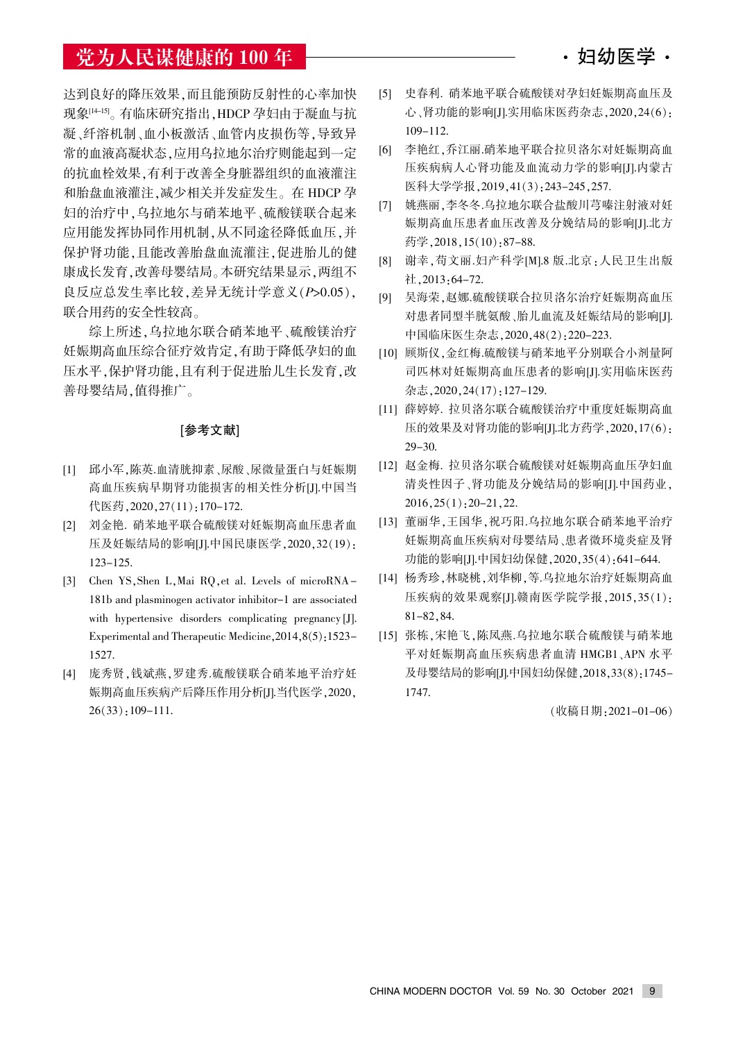达到良好的降压效果，而且能预防反射性的心率加快现象[14-15]。有临床研究指出，HDCP 孕妇由于凝血与抗凝、纤溶机制、血小板激活、血管内皮损伤等，导致异常的血液高凝状态，应用乌拉地尔治疗则能起到一定的抗血栓效果，有利于改善全身脏器组织的血液灌注和胎盘血液灌注，减少相关并发症发生。在 HDCP 孕妇的治疗中，乌拉地尔与硝苯地平、硫酸镁联合起来应用能发挥协同作用机制，从不同途径降低血压，并保护肾功能，且能改善胎盘血流灌注，促进胎儿的健康成长发育，改善母婴结局。本研究结果显示，两组不良反应总发生率比较，差异无统计学意义（$P$>0.05），联合用药的安全性较高。

综上所述，乌拉地尔联合硝苯地平、硫酸镁治疗妊娠期高血压综合征疗效肯定，有助于降低孕妇的血压水平，保护肾功能，且有利于促进胎儿生长发育，改善母婴结局，值得推广。

## [参考文献]

[1] 邱小军，陈英.血清胱抑素、尿酸、尿微量蛋白与妊娠期高血压疾病早期肾功能损害的相关性分析[J].中国当代医药，2020，27(11)：170-172.

[2] 刘金艳. 硝苯地平联合硫酸镁对妊娠期高血压患者血压及妊娠结局的影响[J].中国民康医学，2020，32(19)：123-125.

[3] Chen YS，Shen L，Mai RQ，et al. Levels of microRNA-181b and plasminogen activator inhibitor-1 are associated with hypertensive disorders complicating pregnancy[J]. Experimental and Therapeutic Medicine，2014，8(5)：1523-1527.

[4] 庞秀贤，钱斌燕，罗建秀.硫酸镁联合硝苯地平治疗妊娠期高血压疾病产后降压作用分析[J].当代医学，2020，26(33)：109-111.

[5] 史春利. 硝苯地平联合硫酸镁对孕妇妊娠期高血压及心、肾功能的影响[J].实用临床医药杂志，2020，24(6)：109-112.

[6] 李艳红，乔江丽.硝苯地平联合拉贝洛尔对妊娠期高血压疾病病人心肾功能及血流动力学的影响[J].内蒙古医科大学学报，2019，41(3)：243-245，257.

[7] 姚燕丽，李冬冬.乌拉地尔联合盐酸川芎嗪注射液对妊娠期高血压患者血压改善及分娩结局的影响[J].北方药学，2018，15(10)：87-88.

[8] 谢幸，苟文丽.妇产科学[M].8 版.北京：人民卫生出版社，2013：64-72.

[9] 吴海荣，赵娜.硫酸镁联合拉贝洛尔治疗妊娠期高血压对患者同型半胱氨酸、胎儿血流及妊娠结局的影响[J].中国临床医生杂志，2020，48(2)：220-223.

[10] 顾斯仪，金红梅.硫酸镁与硝苯地平分别联合小剂量阿司匹林对妊娠期高血压患者的影响[J].实用临床医药杂志，2020，24(17)：127-129.

[11] 薛婷婷. 拉贝洛尔联合硫酸镁治疗中重度妊娠期高血压的效果及对肾功能的影响[J].北方药学，2020，17(6)：29-30.

[12] 赵金梅. 拉贝洛尔联合硫酸镁对妊娠期高血压孕妇血清炎性因子、肾功能及分娩结局的影响[J].中国药业，2016，25(1)：20-21，22.

[13] 董丽华，王国华，祝巧阳.乌拉地尔联合硝苯地平治疗妊娠期高血压疾病对母婴结局、患者微环境炎症及肾功能的影响[J].中国妇幼保健，2020，35(4)：641-644.

[14] 杨秀珍，林晓桃，刘华柳，等.乌拉地尔治疗妊娠期高血压疾病的效果观察[J].赣南医学院学报，2015，35(1)：81-82，84.

[15] 张栋，宋艳飞，陈凤燕.乌拉地尔联合硫酸镁与硝苯地平对妊娠期高血压疾病患者血清 HMGB1、APN 水平及母婴结局的影响[J].中国妇幼保健，2018，33(8)：1745-1747.

（收稿日期：2021-01-06）